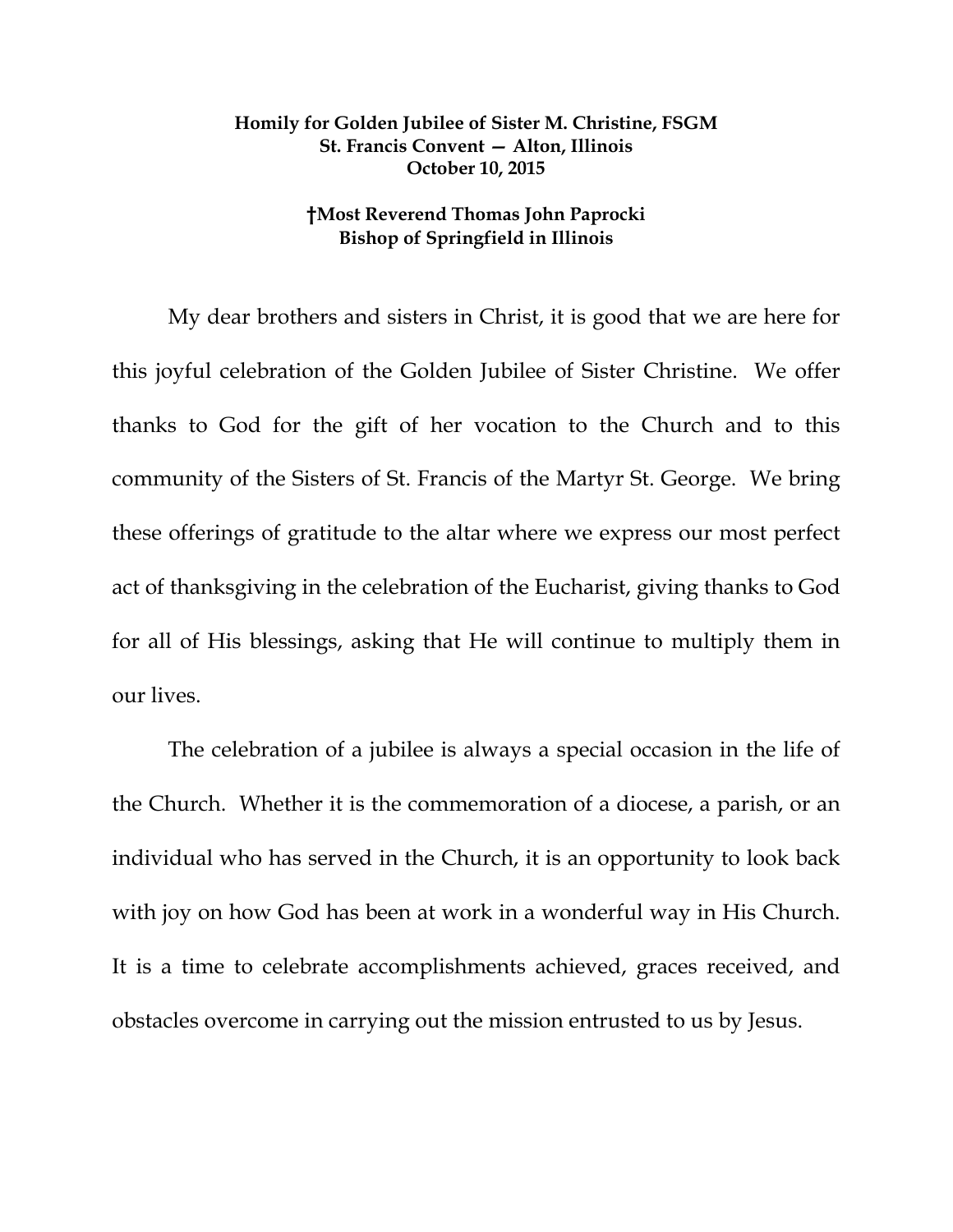**Homily for Golden Jubilee of Sister M. Christine, FSGM**
**St. Francis Convent — Alton, Illinois**
**October 10, 2015**

**†Most Reverend Thomas John Paprocki**
**Bishop of Springfield in Illinois**

My dear brothers and sisters in Christ, it is good that we are here for this joyful celebration of the Golden Jubilee of Sister Christine. We offer thanks to God for the gift of her vocation to the Church and to this community of the Sisters of St. Francis of the Martyr St. George. We bring these offerings of gratitude to the altar where we express our most perfect act of thanksgiving in the celebration of the Eucharist, giving thanks to God for all of His blessings, asking that He will continue to multiply them in our lives.

The celebration of a jubilee is always a special occasion in the life of the Church. Whether it is the commemoration of a diocese, a parish, or an individual who has served in the Church, it is an opportunity to look back with joy on how God has been at work in a wonderful way in His Church. It is a time to celebrate accomplishments achieved, graces received, and obstacles overcome in carrying out the mission entrusted to us by Jesus.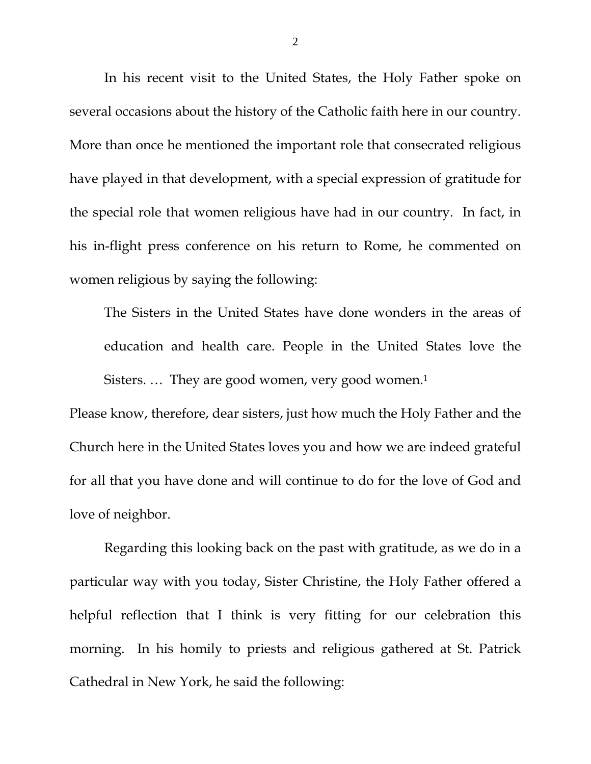In his recent visit to the United States, the Holy Father spoke on several occasions about the history of the Catholic faith here in our country. More than once he mentioned the important role that consecrated religious have played in that development, with a special expression of gratitude for the special role that women religious have had in our country. In fact, in his in-flight press conference on his return to Rome, he commented on women religious by saying the following:

> The Sisters in the United States have done wonders in the areas of education and health care. People in the United States love the Sisters. … They are good women, very good women.[1]

Please know, therefore, dear sisters, just how much the Holy Father and the Church here in the United States loves you and how we are indeed grateful for all that you have done and will continue to do for the love of God and love of neighbor.

Regarding this looking back on the past with gratitude, as we do in a particular way with you today, Sister Christine, the Holy Father offered a helpful reflection that I think is very fitting for our celebration this morning. In his homily to priests and religious gathered at St. Patrick Cathedral in New York, he said the following: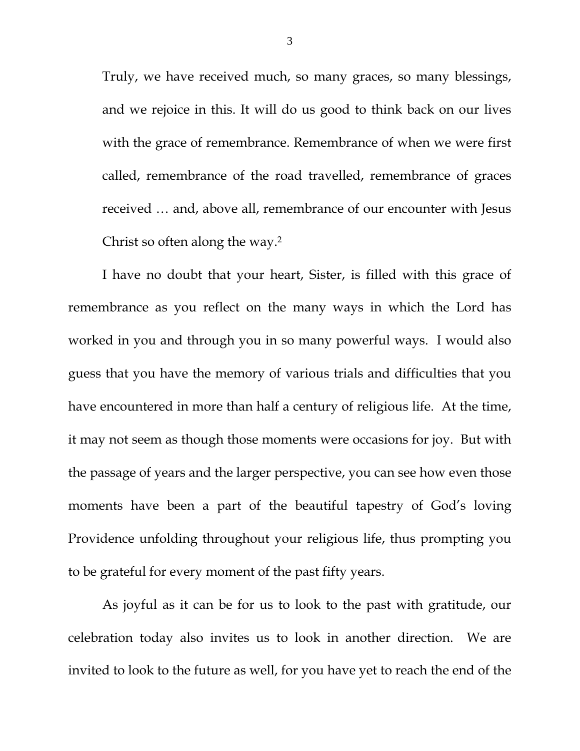> Truly, we have received much, so many graces, so many blessings, and we rejoice in this. It will do us good to think back on our lives with the grace of remembrance. Remembrance of when we were first called, remembrance of the road travelled, remembrance of graces received … and, above all, remembrance of our encounter with Jesus Christ so often along the way.[2]

I have no doubt that your heart, Sister, is filled with this grace of remembrance as you reflect on the many ways in which the Lord has worked in you and through you in so many powerful ways. I would also guess that you have the memory of various trials and difficulties that you have encountered in more than half a century of religious life. At the time, it may not seem as though those moments were occasions for joy. But with the passage of years and the larger perspective, you can see how even those moments have been a part of the beautiful tapestry of God's loving Providence unfolding throughout your religious life, thus prompting you to be grateful for every moment of the past fifty years.

As joyful as it can be for us to look to the past with gratitude, our celebration today also invites us to look in another direction. We are invited to look to the future as well, for you have yet to reach the end of the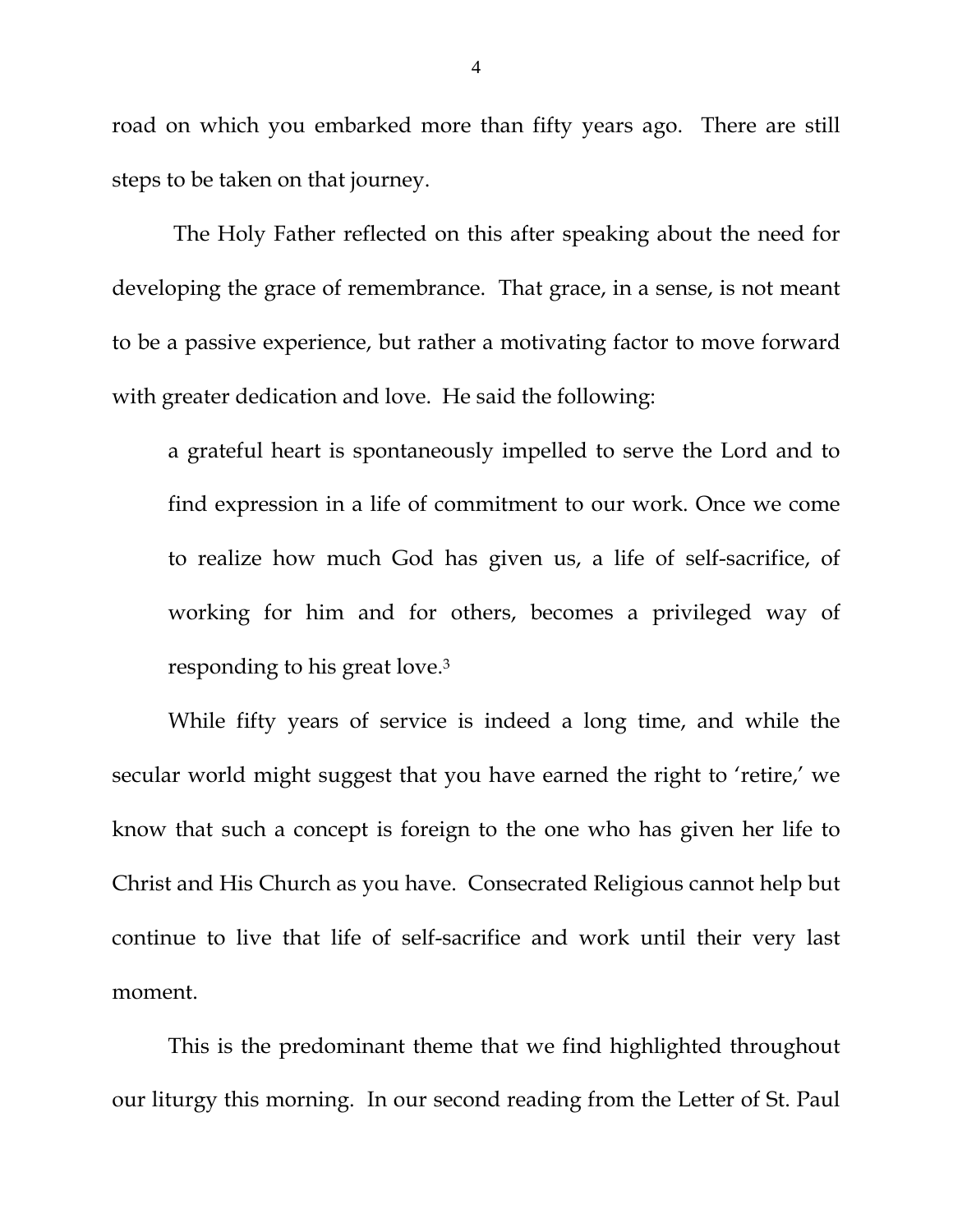road on which you embarked more than fifty years ago. There are still steps to be taken on that journey.

The Holy Father reflected on this after speaking about the need for developing the grace of remembrance. That grace, in a sense, is not meant to be a passive experience, but rather a motivating factor to move forward with greater dedication and love. He said the following:

> a grateful heart is spontaneously impelled to serve the Lord and to find expression in a life of commitment to our work. Once we come to realize how much God has given us, a life of self-sacrifice, of working for him and for others, becomes a privileged way of responding to his great love.[3]

While fifty years of service is indeed a long time, and while the secular world might suggest that you have earned the right to 'retire,' we know that such a concept is foreign to the one who has given her life to Christ and His Church as you have. Consecrated Religious cannot help but continue to live that life of self-sacrifice and work until their very last moment.

This is the predominant theme that we find highlighted throughout our liturgy this morning. In our second reading from the Letter of St. Paul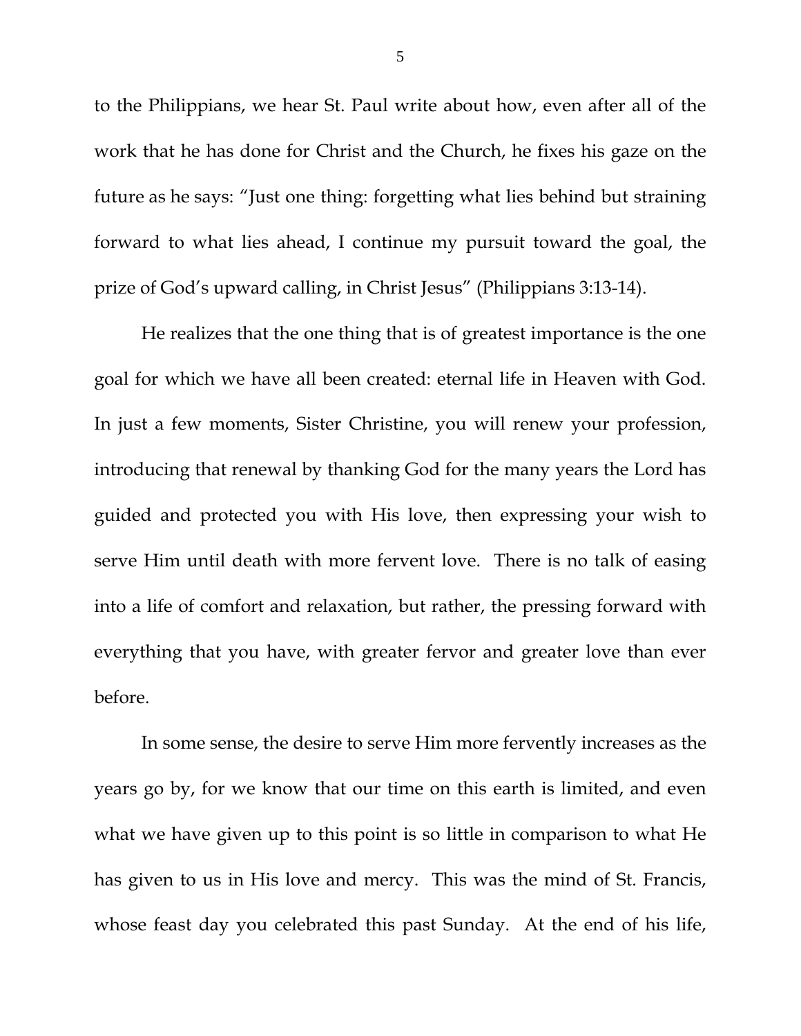to the Philippians, we hear St. Paul write about how, even after all of the work that he has done for Christ and the Church, he fixes his gaze on the future as he says: "Just one thing: forgetting what lies behind but straining forward to what lies ahead, I continue my pursuit toward the goal, the prize of God's upward calling, in Christ Jesus" (Philippians 3:13-14).

He realizes that the one thing that is of greatest importance is the one goal for which we have all been created: eternal life in Heaven with God. In just a few moments, Sister Christine, you will renew your profession, introducing that renewal by thanking God for the many years the Lord has guided and protected you with His love, then expressing your wish to serve Him until death with more fervent love. There is no talk of easing into a life of comfort and relaxation, but rather, the pressing forward with everything that you have, with greater fervor and greater love than ever before.

In some sense, the desire to serve Him more fervently increases as the years go by, for we know that our time on this earth is limited, and even what we have given up to this point is so little in comparison to what He has given to us in His love and mercy. This was the mind of St. Francis, whose feast day you celebrated this past Sunday. At the end of his life,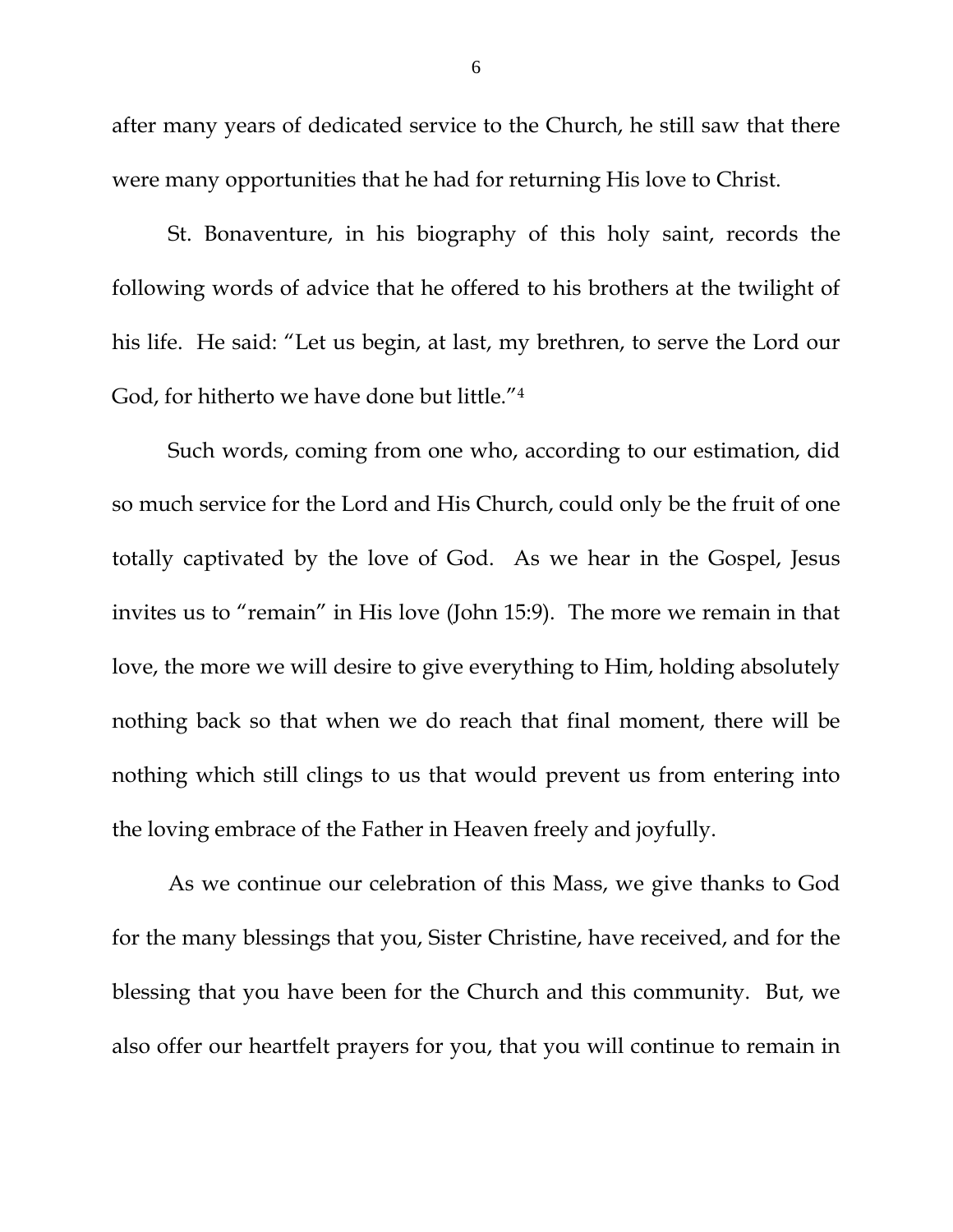after many years of dedicated service to the Church, he still saw that there were many opportunities that he had for returning His love to Christ.

St. Bonaventure, in his biography of this holy saint, records the following words of advice that he offered to his brothers at the twilight of his life. He said: "Let us begin, at last, my brethren, to serve the Lord our God, for hitherto we have done but little."[4]

Such words, coming from one who, according to our estimation, did so much service for the Lord and His Church, could only be the fruit of one totally captivated by the love of God. As we hear in the Gospel, Jesus invites us to "remain" in His love (John 15:9). The more we remain in that love, the more we will desire to give everything to Him, holding absolutely nothing back so that when we do reach that final moment, there will be nothing which still clings to us that would prevent us from entering into the loving embrace of the Father in Heaven freely and joyfully.

As we continue our celebration of this Mass, we give thanks to God for the many blessings that you, Sister Christine, have received, and for the blessing that you have been for the Church and this community. But, we also offer our heartfelt prayers for you, that you will continue to remain in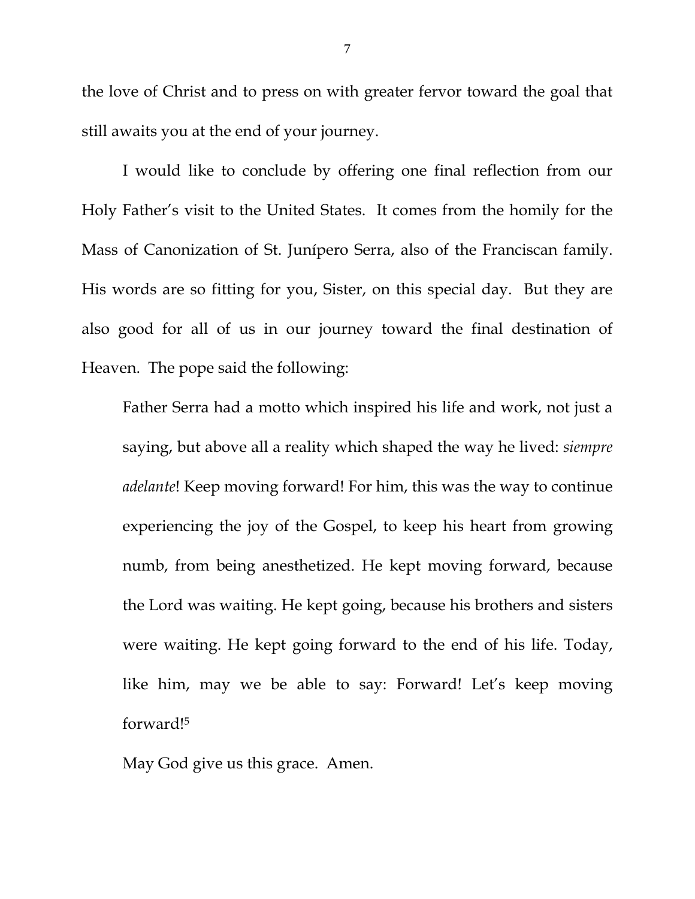the love of Christ and to press on with greater fervor toward the goal that still awaits you at the end of your journey.

I would like to conclude by offering one final reflection from our Holy Father's visit to the United States. It comes from the homily for the Mass of Canonization of St. Junípero Serra, also of the Franciscan family. His words are so fitting for you, Sister, on this special day. But they are also good for all of us in our journey toward the final destination of Heaven. The pope said the following:

> Father Serra had a motto which inspired his life and work, not just a saying, but above all a reality which shaped the way he lived: *siempre adelante*! Keep moving forward! For him, this was the way to continue experiencing the joy of the Gospel, to keep his heart from growing numb, from being anesthetized. He kept moving forward, because the Lord was waiting. He kept going, because his brothers and sisters were waiting. He kept going forward to the end of his life. Today, like him, may we be able to say: Forward! Let's keep moving forward![5]

May God give us this grace. Amen.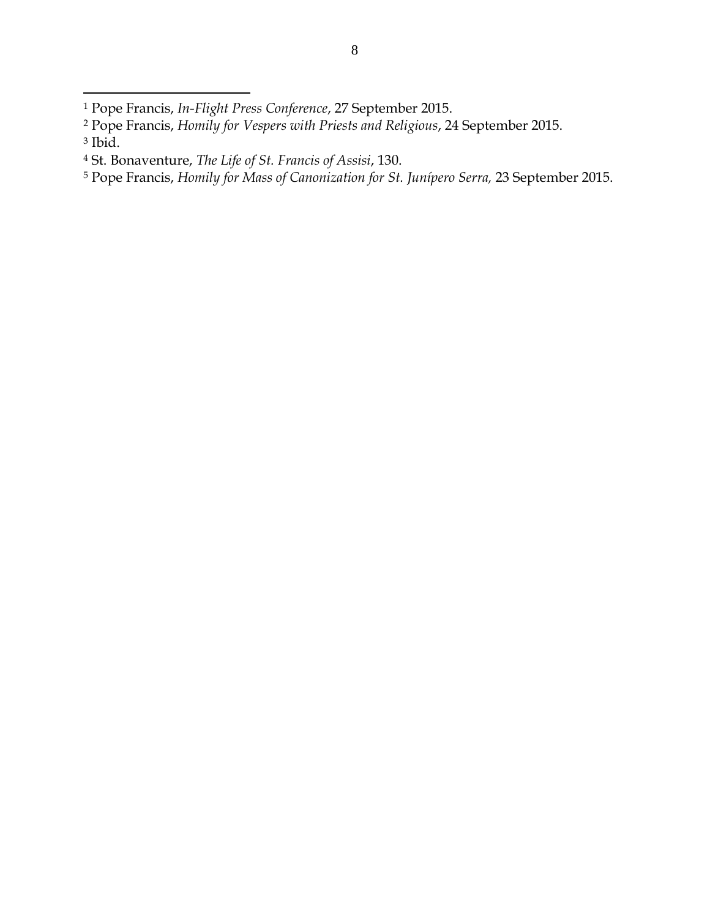[1] Pope Francis, *In-Flight Press Conference*, 27 September 2015.

[2] Pope Francis, *Homily for Vespers with Priests and Religious*, 24 September 2015.

[3] Ibid.

[4] St. Bonaventure, *The Life of St. Francis of Assisi*, 130.

[5] Pope Francis, *Homily for Mass of Canonization for St. Junípero Serra,* 23 September 2015.